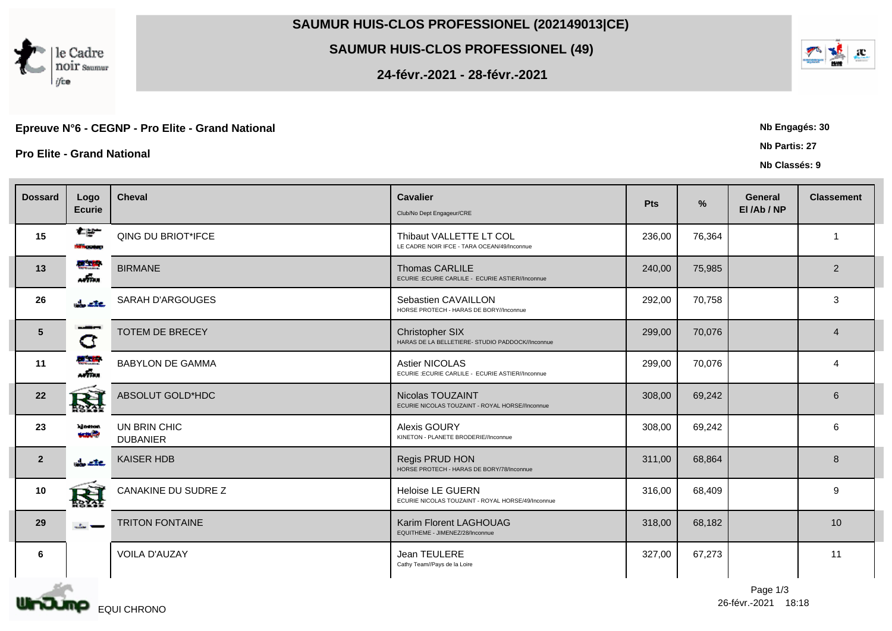# SAUMUR HUIS-CLOS PROFESSIONEL (202149013|CE)

## SAUMUR HUIS-CLOS PROFESSIONEL (49)

### 24-févr.-2021 - 28-févr.-2021

**Epreuve N°6 - CEGNP - Pro Elite - Grand National**

**Pro Elite - Grand National**

**Nb Engagés: 30**

**Nb Partis: 27**

**Nb Classés: 9**

| Dossard | Logo Ecurie | Cheval | Cavalier<br>Club/No Dept Engageur/CRE | Pts | % | General El /Ab / NP | Classement |
|---|---|---|---|---|---|---|---|
| 15 | | QING DU BRIOT*IFCE | Thibaut VALLETTE LT COL<br>LE CADRE NOIR IFCE - TARA OCEAN/49/Inconnue | 236,00 | 76,364 | | 1 |
| 13 | | BIRMANE | Thomas CARLILE<br>ECURIE :ECURIE CARLILE - ECURIE ASTIER//Inconnue | 240,00 | 75,985 | | 2 |
| 26 | | SARAH D'ARGOUGES | Sebastien CAVAILLON<br>HORSE PROTECH - HARAS DE BORY//Inconnue | 292,00 | 70,758 | | 3 |
| 5 | | TOTEM DE BRECEY | Christopher SIX<br>HARAS DE LA BELLETIERE- STUDIO PADDOCK//Inconnue | 299,00 | 70,076 | | 4 |
| 11 | | BABYLON DE GAMMA | Astier NICOLAS<br>ECURIE :ECURIE CARLILE - ECURIE ASTIER//Inconnue | 299,00 | 70,076 | | 4 |
| 22 | | ABSOLUT GOLD*HDC | Nicolas TOUZAINT<br>ECURIE NICOLAS TOUZAINT - ROYAL HORSE//Inconnue | 308,00 | 69,242 | | 6 |
| 23 | | UN BRIN CHIC DUBANIER | Alexis GOURY<br>KINETON - PLANETE BRODERIE//Inconnue | 308,00 | 69,242 | | 6 |
| 2 | | KAISER HDB | Regis PRUD HON<br>HORSE PROTECH - HARAS DE BORY/78/Inconnue | 311,00 | 68,864 | | 8 |
| 10 | | CANAKINE DU SUDRE Z | Heloise LE GUERN<br>ECURIE NICOLAS TOUZAINT - ROYAL HORSE/49/Inconnue | 316,00 | 68,409 | | 9 |
| 29 | | TRITON FONTAINE | Karim Florent LAGHOUAG<br>EQUITHEME - JIMENEZ/28/Inconnue | 318,00 | 68,182 | | 10 |
| 6 | | VOILA D'AUZAY | Jean TEULERE<br>Cathy Team//Pays de la Loire | 327,00 | 67,273 | | 11 |

EQUI CHRONO

26-févr.-2021 18:18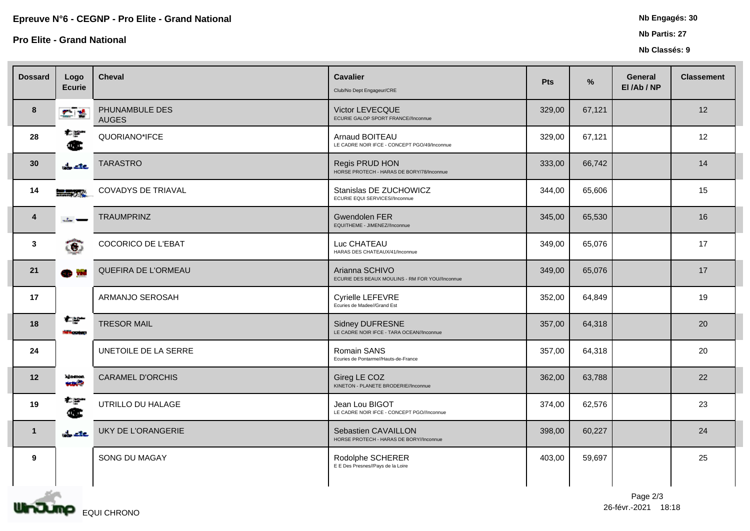# Epreuve N°6 - CEGNP - Pro Elite - Grand National

## Pro Elite - Grand National

**Nb Engagés: 30**

**Nb Partis: 27**

**Nb Classés: 9**

| Dossard | Logo Ecurie | Cheval | Cavalier<br>Club/No Dept Engageur/CRE | Pts | % | General El /Ab / NP | Classement |
|---|---|---|---|---|---|---|---|
| 8 | | PHUNAMBULE DES AUGES | Victor LEVECQUE<br>ECURIE GALOP SPORT FRANCE//Inconnue | 329,00 | 67,121 | | 12 |
| 28 | | QUORIANO*IFCE | Arnaud BOITEAU<br>LE CADRE NOIR IFCE - CONCEPT PGO/49/Inconnue | 329,00 | 67,121 | | 12 |
| 30 | | TARASTRO | Regis PRUD HON<br>HORSE PROTECH - HARAS DE BORY/78/Inconnue | 333,00 | 66,742 | | 14 |
| 14 | | COVADYS DE TRIAVAL | Stanislas DE ZUCHOWICZ<br>ECURIE EQUI SERVICES//Inconnue | 344,00 | 65,606 | | 15 |
| 4 | | TRAUMPRINZ | Gwendolen FER<br>EQUITHEME - JIMENEZ//Inconnue | 345,00 | 65,530 | | 16 |
| 3 | | COCORICO DE L'EBAT | Luc CHATEAU<br>HARAS DES CHATEAUX/41/Inconnue | 349,00 | 65,076 | | 17 |
| 21 | | QUEFIRA DE L'ORMEAU | Arianna SCHIVO<br>ECURIE DES BEAUX MOULINS - RM FOR YOU//Inconnue | 349,00 | 65,076 | | 17 |
| 17 | | ARMANJO SEROSAH | Cyrielle LEFEVRE<br>Ecuries de Madee//Grand Est | 352,00 | 64,849 | | 19 |
| 18 | | TRESOR MAIL | Sidney DUFRESNE<br>LE CADRE NOIR IFCE - TARA OCEAN//Inconnue | 357,00 | 64,318 | | 20 |
| 24 | | UNETOILE DE LA SERRE | Romain SANS<br>Ecuries de Pontarme//Hauts-de-France | 357,00 | 64,318 | | 20 |
| 12 | | CARAMEL D'ORCHIS | Gireg LE COZ<br>KINETON - PLANETE BRODERIE//Inconnue | 362,00 | 63,788 | | 22 |
| 19 | | UTRILLO DU HALAGE | Jean Lou BIGOT<br>LE CADRE NOIR IFCE - CONCEPT PGO//Inconnue | 374,00 | 62,576 | | 23 |
| 1 | | UKY DE L'ORANGERIE | Sebastien CAVAILLON<br>HORSE PROTECH - HARAS DE BORY//Inconnue | 398,00 | 60,227 | | 24 |
| 9 | | SONG DU MAGAY | Rodolphe SCHERER<br>E E Des Presnes//Pays de la Loire | 403,00 | 59,697 | | 25 |

EQUI CHRONO

26-févr.-2021 18:18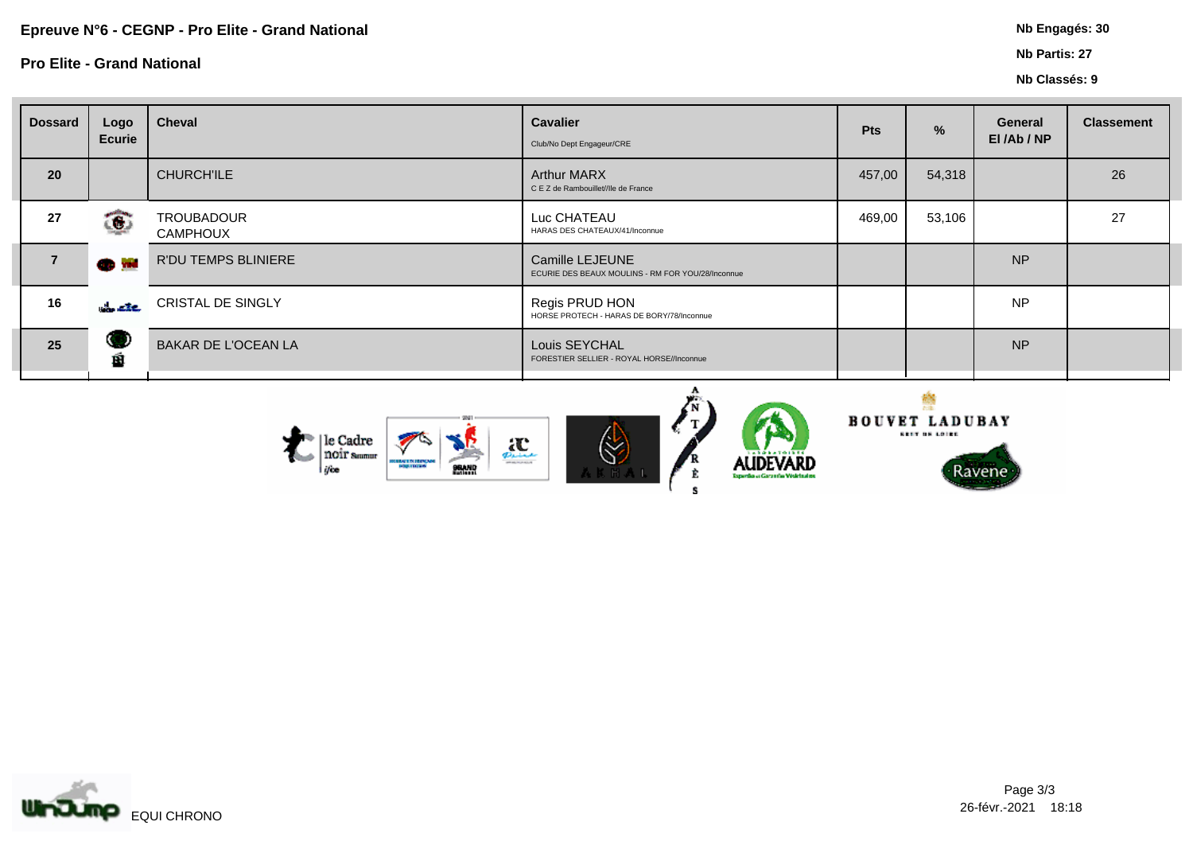**Epreuve N°6 - CEGNP - Pro Elite - Grand National**

**Pro Elite - Grand National**

**Nb Engagés: 30**

**Nb Partis: 27**

**Nb Classés: 9**

| Dossard | Logo Ecurie | Cheval | Cavalier<br>Club/No Dept Engageur/CRE | Pts | % | General El /Ab / NP | Classement |
|---|---|---|---|---|---|---|---|
| 20 | | CHURCH'ILE | Arthur MARX<br>C E Z de Rambouillet//Ile de France | 457,00 | 54,318 | | 26 |
| 27 | | TROUBADOUR CAMPHOUX | Luc CHATEAU<br>HARAS DES CHATEAUX/41/Inconnue | 469,00 | 53,106 | | 27 |
| 7 | | R'DU TEMPS BLINIERE | Camille LEJEUNE<br>ECURIE DES BEAUX MOULINS - RM FOR YOU/28/Inconnue | | | NP | |
| 16 | | CRISTAL DE SINGLY | Regis PRUD HON<br>HORSE PROTECH - HARAS DE BORY/78/Inconnue | | | NP | |
| 25 | | BAKAR DE L'OCEAN LA | Louis SEYCHAL<br>FORESTIER SELLIER - ROYAL HORSE//Inconnue | | | NP | |

EQUI CHRONO

26-févr.-2021 18:18